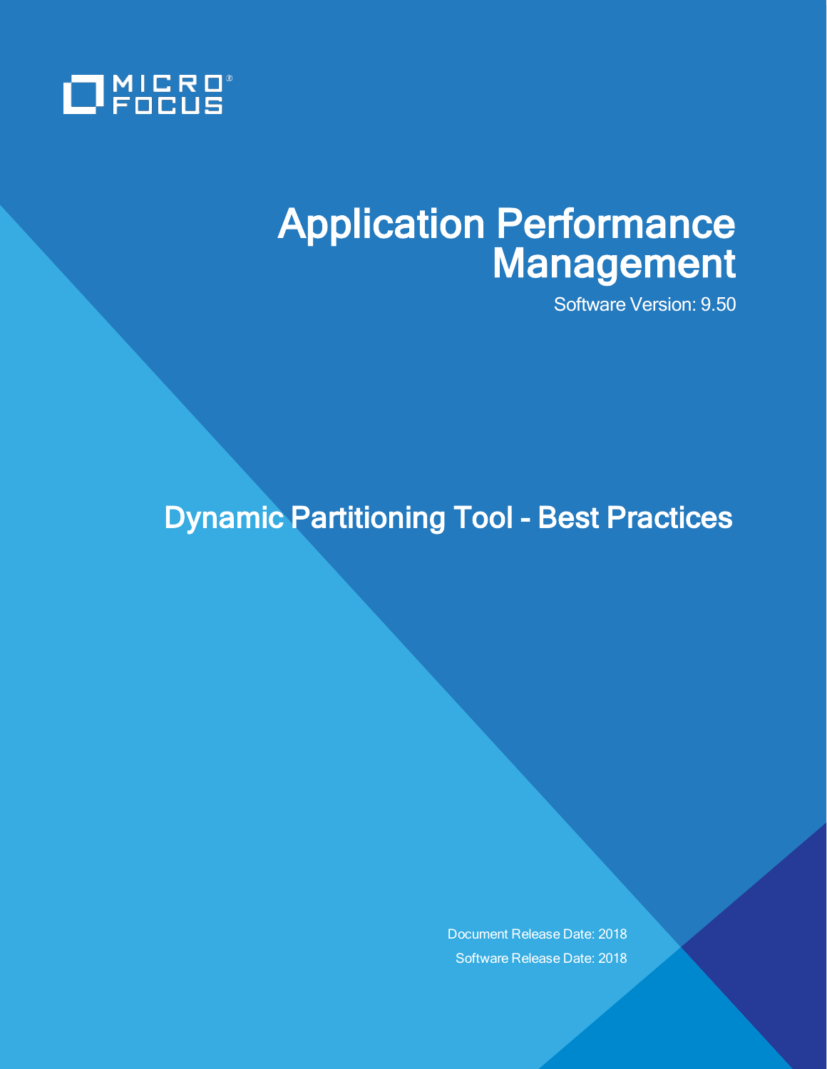MICRO FOCUS

# Application Performance Management

Software Version: 9.50

## Dynamic Partitioning Tool - Best Practices

Document Release Date: 2018

Software Release Date: 2018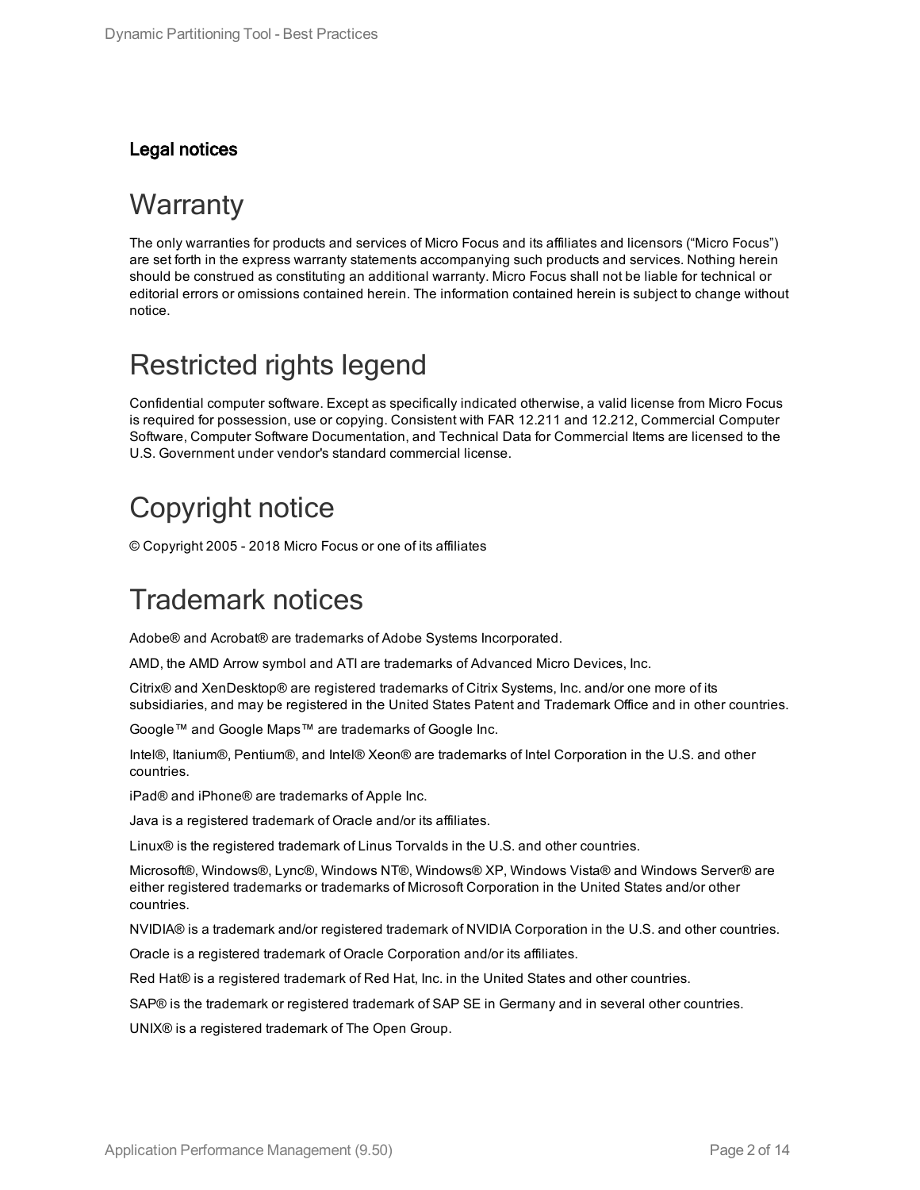#### Legal notices

# Warranty

The only warranties for products and services of Micro Focus and its affiliates and licensors (“Micro Focus”) are set forth in the express warranty statements accompanying such products and services. Nothing herein should be construed as constituting an additional warranty. Micro Focus shall not be liable for technical or editorial errors or omissions contained herein. The information contained herein is subject to change without notice.

# Restricted rights legend

Confidential computer software. Except as specifically indicated otherwise, a valid license from Micro Focus is required for possession, use or copying. Consistent with FAR 12.211 and 12.212, Commercial Computer Software, Computer Software Documentation, and Technical Data for Commercial Items are licensed to the U.S. Government under vendor's standard commercial license.

# Copyright notice

© Copyright 2005 - 2018 Micro Focus or one of its affiliates

# Trademark notices

Adobe® and Acrobat® are trademarks of Adobe Systems Incorporated.

AMD, the AMD Arrow symbol and ATI are trademarks of Advanced Micro Devices, Inc.

Citrix® and XenDesktop® are registered trademarks of Citrix Systems, Inc. and/or one more of its subsidiaries, and may be registered in the United States Patent and Trademark Office and in other countries.

Google™ and Google Maps™ are trademarks of Google Inc.

Intel®, Itanium®, Pentium®, and Intel® Xeon® are trademarks of Intel Corporation in the U.S. and other countries.

iPad® and iPhone® are trademarks of Apple Inc.

Java is a registered trademark of Oracle and/or its affiliates.

Linux® is the registered trademark of Linus Torvalds in the U.S. and other countries.

Microsoft®, Windows®, Lync®, Windows NT®, Windows® XP, Windows Vista® and Windows Server® are either registered trademarks or trademarks of Microsoft Corporation in the United States and/or other countries.

NVIDIA® is a trademark and/or registered trademark of NVIDIA Corporation in the U.S. and other countries.

Oracle is a registered trademark of Oracle Corporation and/or its affiliates.

Red Hat® is a registered trademark of Red Hat, Inc. in the United States and other countries.

SAP® is the trademark or registered trademark of SAP SE in Germany and in several other countries.

UNIX® is a registered trademark of The Open Group.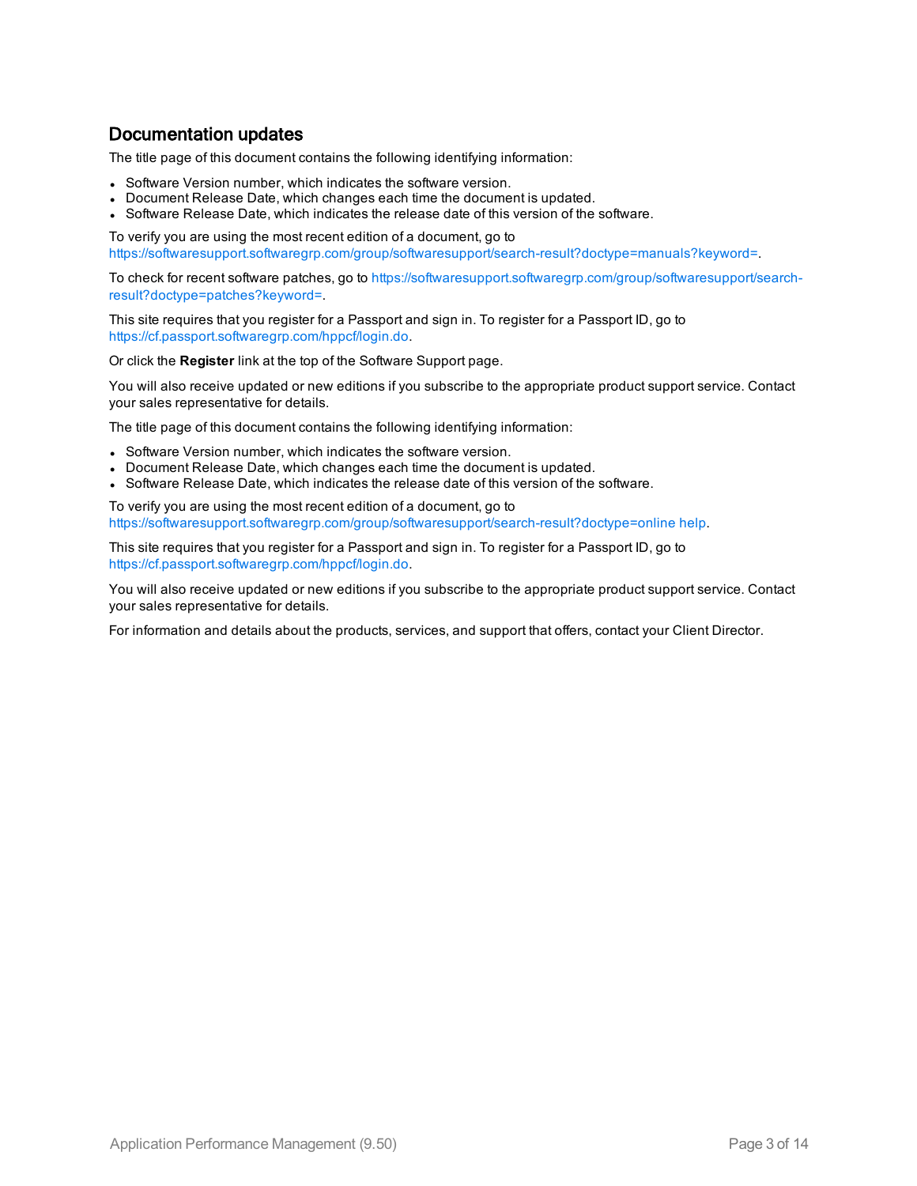## Documentation updates

The title page of this document contains the following identifying information:

- Software Version number, which indicates the software version.
- Document Release Date, which changes each time the document is updated.
- Software Release Date, which indicates the release date of this version of the software.

To verify you are using the most recent edition of a document, go to https://softwaresupport.softwaregrp.com/group/softwaresupport/search-result?doctype=manuals?keyword=.

To check for recent software patches, go to https://softwaresupport.softwaregrp.com/group/softwaresupport/search-result?doctype=patches?keyword=.

This site requires that you register for a Passport and sign in. To register for a Passport ID, go to https://cf.passport.softwaregrp.com/hppcf/login.do.

Or click the **Register** link at the top of the Software Support page.

You will also receive updated or new editions if you subscribe to the appropriate product support service. Contact your sales representative for details.

The title page of this document contains the following identifying information:

- Software Version number, which indicates the software version.
- Document Release Date, which changes each time the document is updated.
- Software Release Date, which indicates the release date of this version of the software.

To verify you are using the most recent edition of a document, go to https://softwaresupport.softwaregrp.com/group/softwaresupport/search-result?doctype=online help.

This site requires that you register for a Passport and sign in. To register for a Passport ID, go to https://cf.passport.softwaregrp.com/hppcf/login.do.

You will also receive updated or new editions if you subscribe to the appropriate product support service. Contact your sales representative for details.

For information and details about the products, services, and support that offers, contact your Client Director.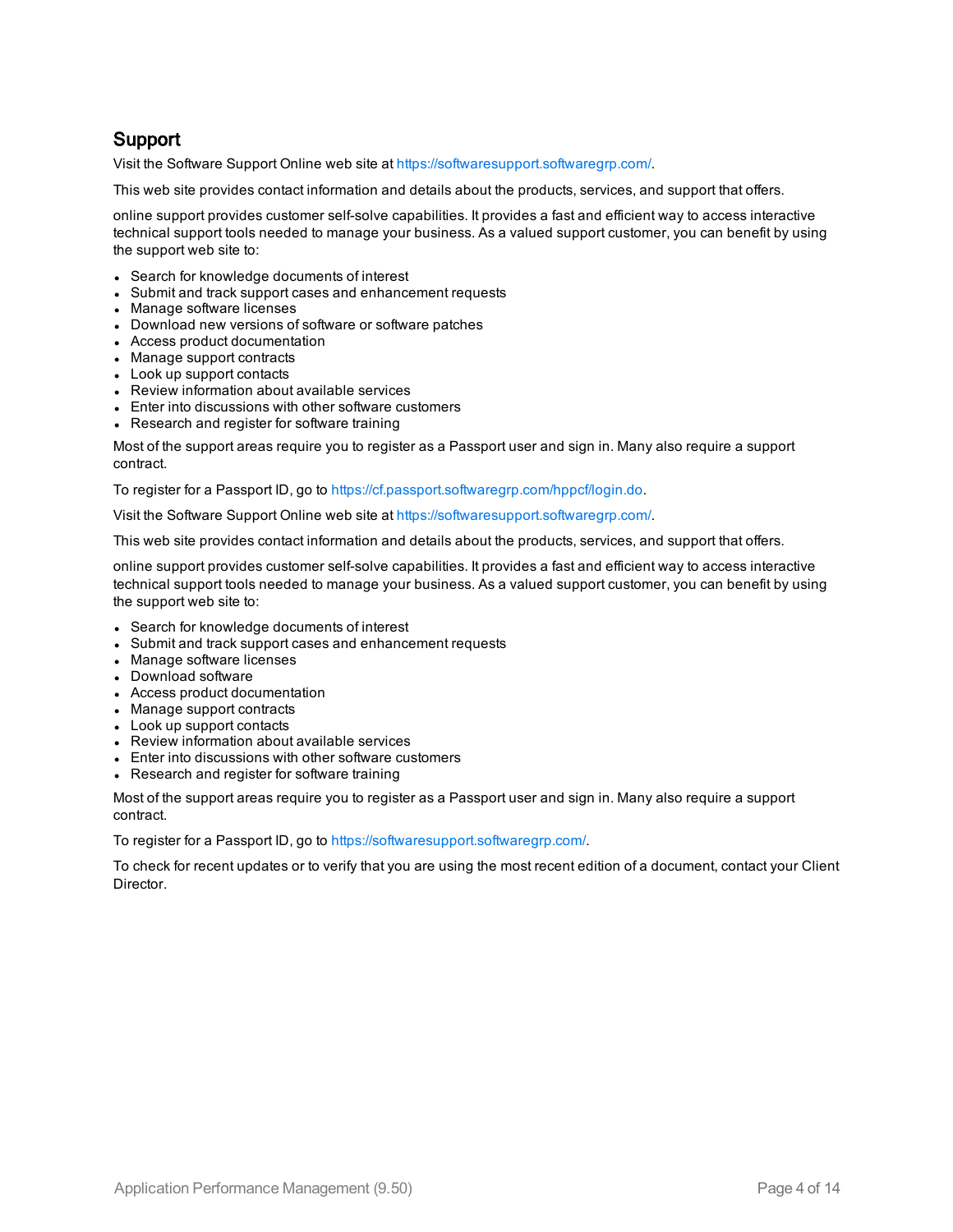## Support

Visit the Software Support Online web site at https://softwaresupport.softwaregrp.com/.

This web site provides contact information and details about the products, services, and support that offers.

online support provides customer self-solve capabilities. It provides a fast and efficient way to access interactive technical support tools needed to manage your business. As a valued support customer, you can benefit by using the support web site to:

- Search for knowledge documents of interest
- Submit and track support cases and enhancement requests
- Manage software licenses
- Download new versions of software or software patches
- Access product documentation
- Manage support contracts
- Look up support contacts
- Review information about available services
- Enter into discussions with other software customers
- Research and register for software training

Most of the support areas require you to register as a Passport user and sign in. Many also require a support contract.

To register for a Passport ID, go to https://cf.passport.softwaregrp.com/hppcf/login.do.

Visit the Software Support Online web site at https://softwaresupport.softwaregrp.com/.

This web site provides contact information and details about the products, services, and support that offers.

online support provides customer self-solve capabilities. It provides a fast and efficient way to access interactive technical support tools needed to manage your business. As a valued support customer, you can benefit by using the support web site to:

- Search for knowledge documents of interest
- Submit and track support cases and enhancement requests
- Manage software licenses
- Download software
- Access product documentation
- Manage support contracts
- Look up support contacts
- Review information about available services
- Enter into discussions with other software customers
- Research and register for software training

Most of the support areas require you to register as a Passport user and sign in. Many also require a support contract.

To register for a Passport ID, go to https://softwaresupport.softwaregrp.com/.

To check for recent updates or to verify that you are using the most recent edition of a document, contact your Client Director.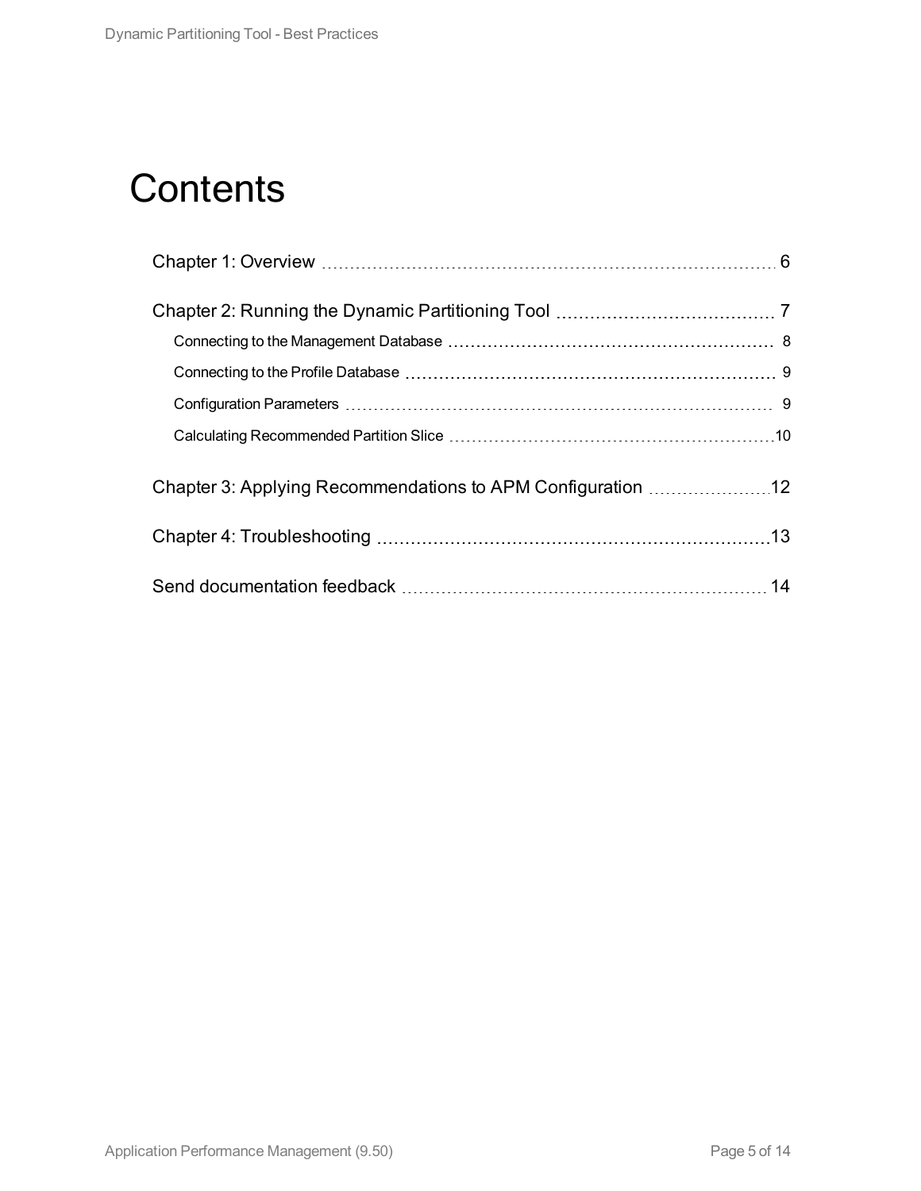# Contents

Chapter 1: Overview 6

Chapter 2: Running the Dynamic Partitioning Tool 7

- Connecting to the Management Database 8
- Connecting to the Profile Database 9
- Configuration Parameters 9
- Calculating Recommended Partition Slice 10

Chapter 3: Applying Recommendations to APM Configuration 12

Chapter 4: Troubleshooting 13

Send documentation feedback 14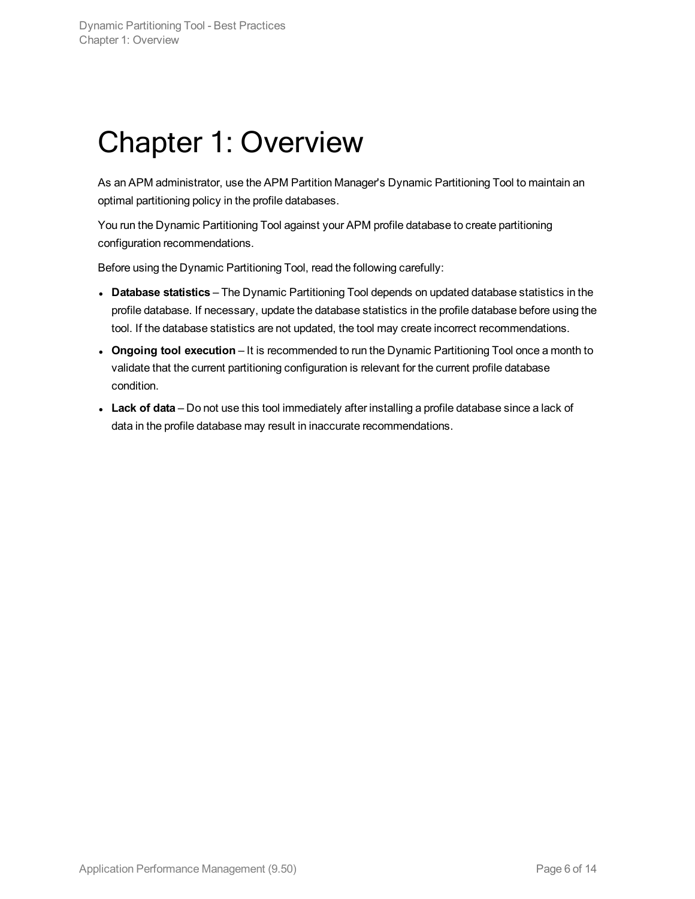# Chapter 1: Overview

As an APM administrator, use the APM Partition Manager's Dynamic Partitioning Tool to maintain an optimal partitioning policy in the profile databases.

You run the Dynamic Partitioning Tool against your APM profile database to create partitioning configuration recommendations.

Before using the Dynamic Partitioning Tool, read the following carefully:

- **Database statistics** – The Dynamic Partitioning Tool depends on updated database statistics in the profile database. If necessary, update the database statistics in the profile database before using the tool. If the database statistics are not updated, the tool may create incorrect recommendations.
- **Ongoing tool execution** – It is recommended to run the Dynamic Partitioning Tool once a month to validate that the current partitioning configuration is relevant for the current profile database condition.
- **Lack of data** – Do not use this tool immediately after installing a profile database since a lack of data in the profile database may result in inaccurate recommendations.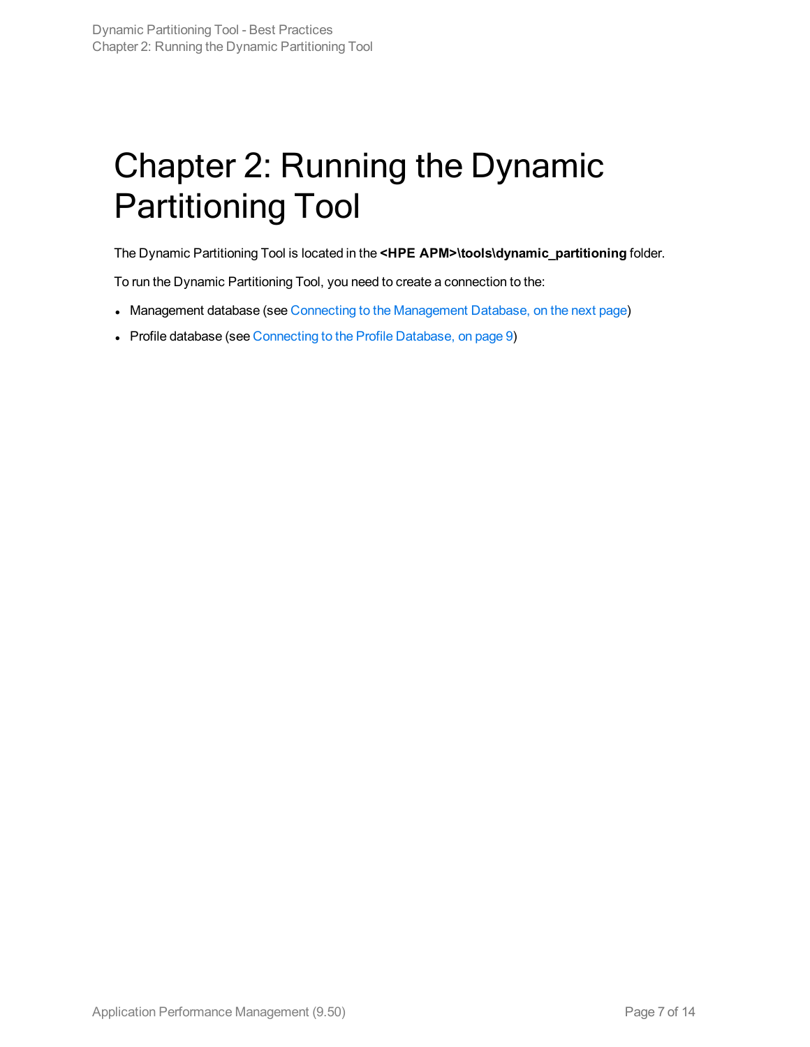# Chapter 2: Running the Dynamic Partitioning Tool

The Dynamic Partitioning Tool is located in the **<HPE APM>\tools\dynamic_partitioning** folder.

To run the Dynamic Partitioning Tool, you need to create a connection to the:

- Management database (see Connecting to the Management Database, on the next page)
- Profile database (see Connecting to the Profile Database, on page 9)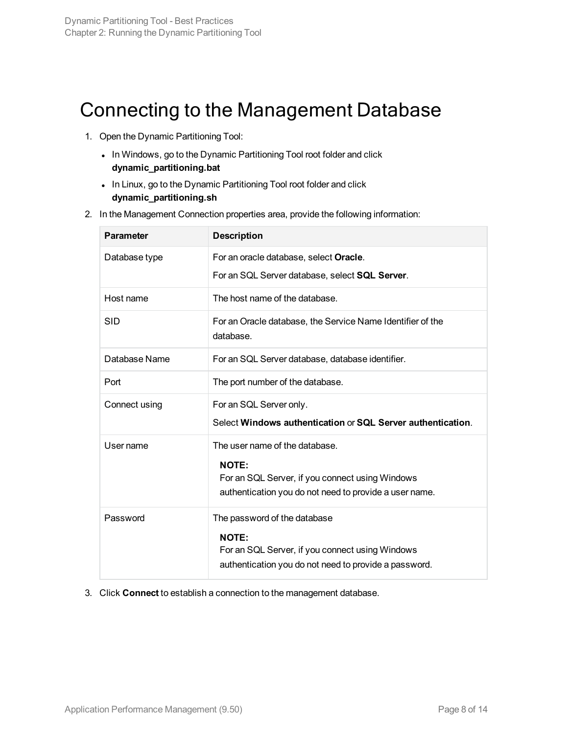# Connecting to the Management Database

1. Open the Dynamic Partitioning Tool:
   - In Windows, go to the Dynamic Partitioning Tool root folder and click **dynamic_partitioning.bat**
   - In Linux, go to the Dynamic Partitioning Tool root folder and click **dynamic_partitioning.sh**
2. In the Management Connection properties area, provide the following information:

| Parameter | Description |
|---|---|
| Database type | For an oracle database, select **Oracle**.<br>For an SQL Server database, select **SQL Server**. |
| Host name | The host name of the database. |
| SID | For an Oracle database, the Service Name Identifier of the database. |
| Database Name | For an SQL Server database, database identifier. |
| Port | The port number of the database. |
| Connect using | For an SQL Server only.<br>Select **Windows authentication** or **SQL Server authentication**. |
| User name | The user name of the database.<br>**NOTE:**<br>For an SQL Server, if you connect using Windows authentication you do not need to provide a user name. |
| Password | The password of the database<br>**NOTE:**<br>For an SQL Server, if you connect using Windows authentication you do not need to provide a password. |

3. Click **Connect** to establish a connection to the management database.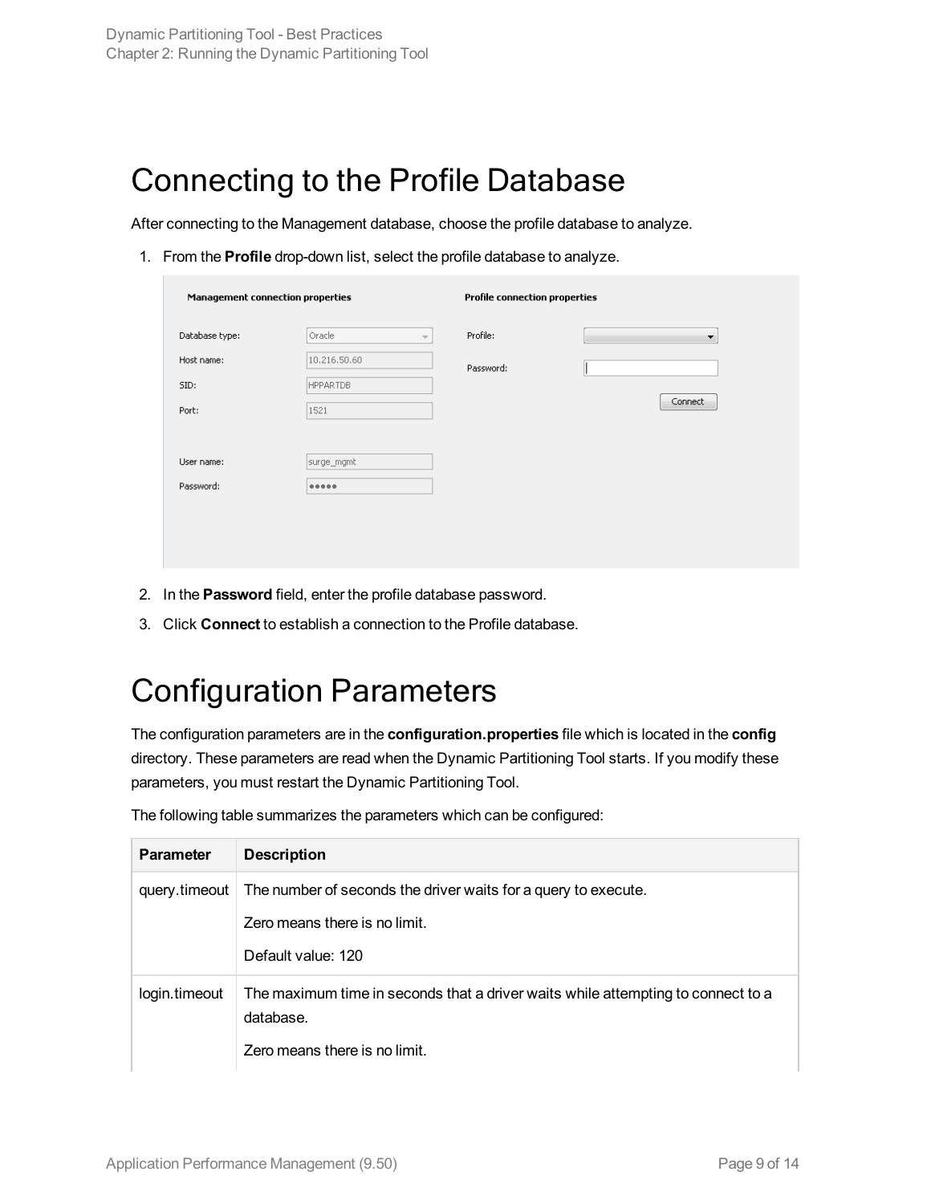# Connecting to the Profile Database

After connecting to the Management database, choose the profile database to analyze.

1. From the **Profile** drop-down list, select the profile database to analyze.

2. In the **Password** field, enter the profile database password.
3. Click **Connect** to establish a connection to the Profile database.

# Configuration Parameters

The configuration parameters are in the **configuration.properties** file which is located in the **config** directory. These parameters are read when the Dynamic Partitioning Tool starts. If you modify these parameters, you must restart the Dynamic Partitioning Tool.

The following table summarizes the parameters which can be configured:

| Parameter | Description |
|---|---|
| query.timeout | The number of seconds the driver waits for a query to execute.<br><br>Zero means there is no limit.<br><br>Default value: 120 |
| login.timeout | The maximum time in seconds that a driver waits while attempting to connect to a database.<br><br>Zero means there is no limit. |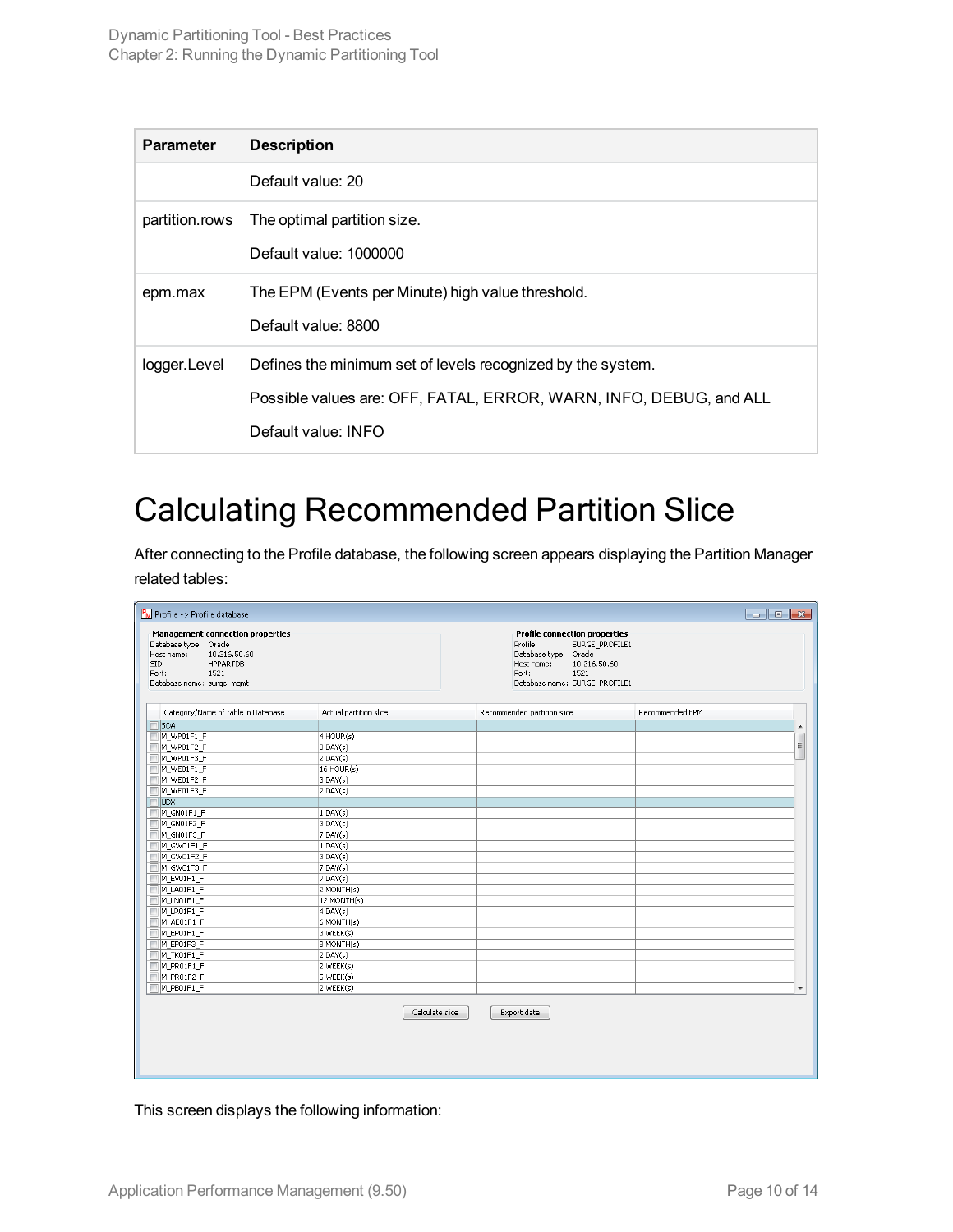| Parameter | Description |
| --- | --- |
| | Default value: 20 |
| partition.rows | The optimal partition size.<br><br>Default value: 1000000 |
| epm.max | The EPM (Events per Minute) high value threshold.<br><br>Default value: 8800 |
| logger.Level | Defines the minimum set of levels recognized by the system.<br><br>Possible values are: OFF, FATAL, ERROR, WARN, INFO, DEBUG, and ALL<br><br>Default value: INFO |

# Calculating Recommended Partition Slice

After connecting to the Profile database, the following screen appears displaying the Partition Manager related tables:

This screen displays the following information: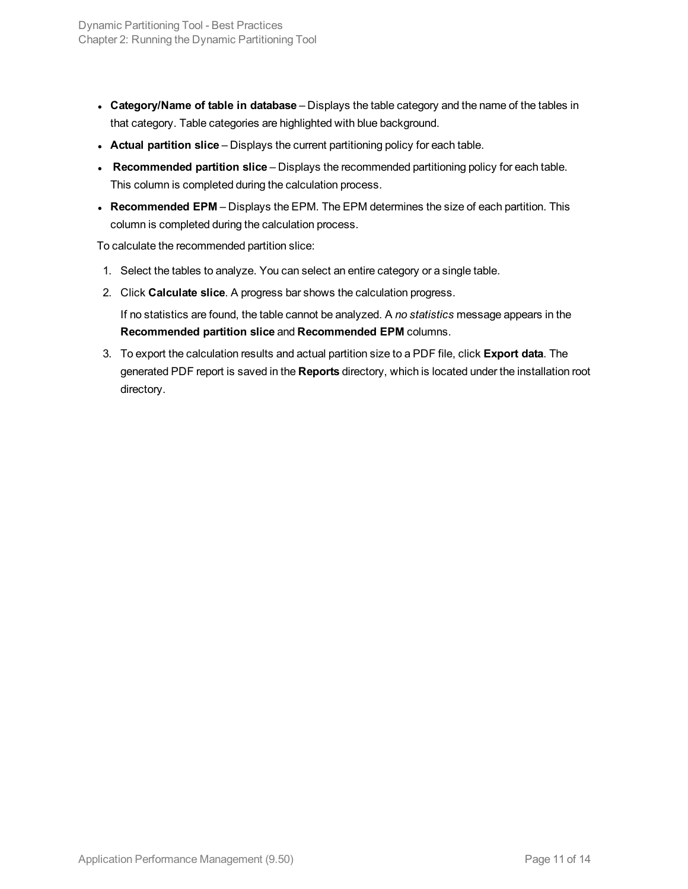- **Category/Name of table in database** – Displays the table category and the name of the tables in that category. Table categories are highlighted with blue background.
- **Actual partition slice** – Displays the current partitioning policy for each table.
- **Recommended partition slice** – Displays the recommended partitioning policy for each table. This column is completed during the calculation process.
- **Recommended EPM** – Displays the EPM. The EPM determines the size of each partition. This column is completed during the calculation process.

To calculate the recommended partition slice:

1. Select the tables to analyze. You can select an entire category or a single table.
2. Click **Calculate slice**. A progress bar shows the calculation progress.

   If no statistics are found, the table cannot be analyzed. A *no statistics* message appears in the **Recommended partition slice** and **Recommended EPM** columns.
3. To export the calculation results and actual partition size to a PDF file, click **Export data**. The generated PDF report is saved in the **Reports** directory, which is located under the installation root directory.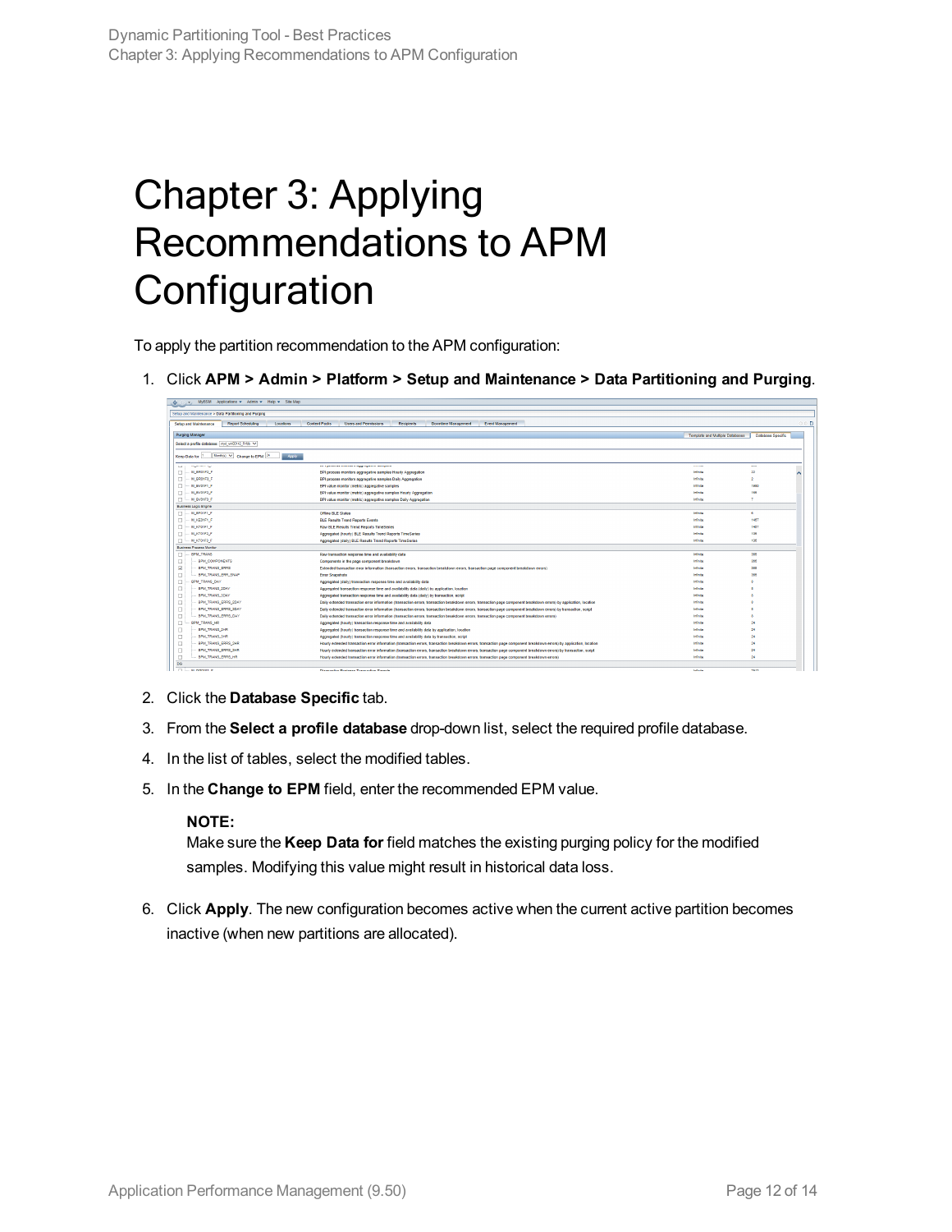# Chapter 3: Applying Recommendations to APM Configuration

To apply the partition recommendation to the APM configuration:

1. Click **APM > Admin > Platform > Setup and Maintenance > Data Partitioning and Purging**.

2. Click the **Database Specific** tab.
3. From the **Select a profile database** drop-down list, select the required profile database.
4. In the list of tables, select the modified tables.
5. In the **Change to EPM** field, enter the recommended EPM value.

   **NOTE:**
   Make sure the **Keep Data for** field matches the existing purging policy for the modified samples. Modifying this value might result in historical data loss.

6. Click **Apply**. The new configuration becomes active when the current active partition becomes inactive (when new partitions are allocated).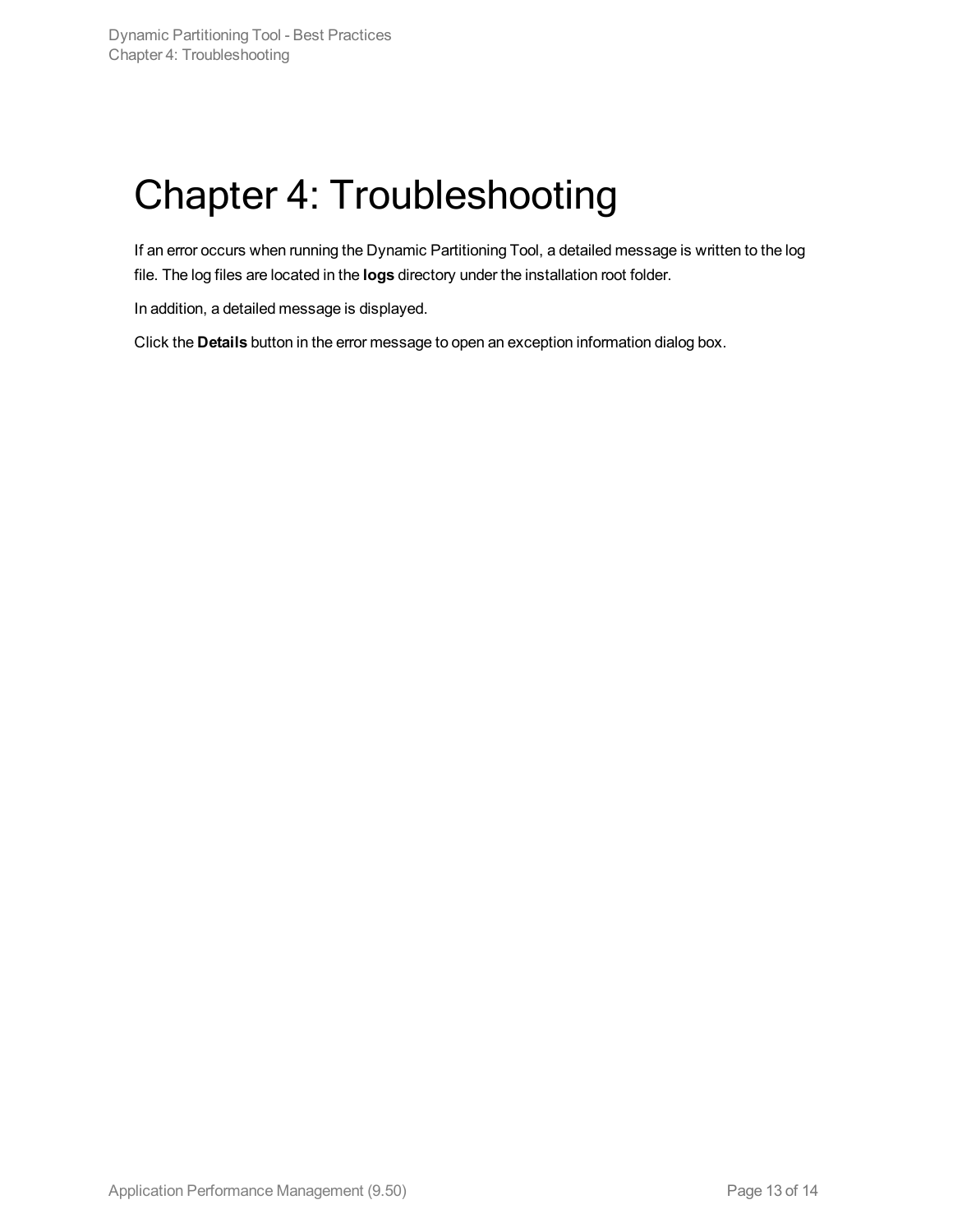# Chapter 4: Troubleshooting

If an error occurs when running the Dynamic Partitioning Tool, a detailed message is written to the log file. The log files are located in the **logs** directory under the installation root folder.

In addition, a detailed message is displayed.

Click the **Details** button in the error message to open an exception information dialog box.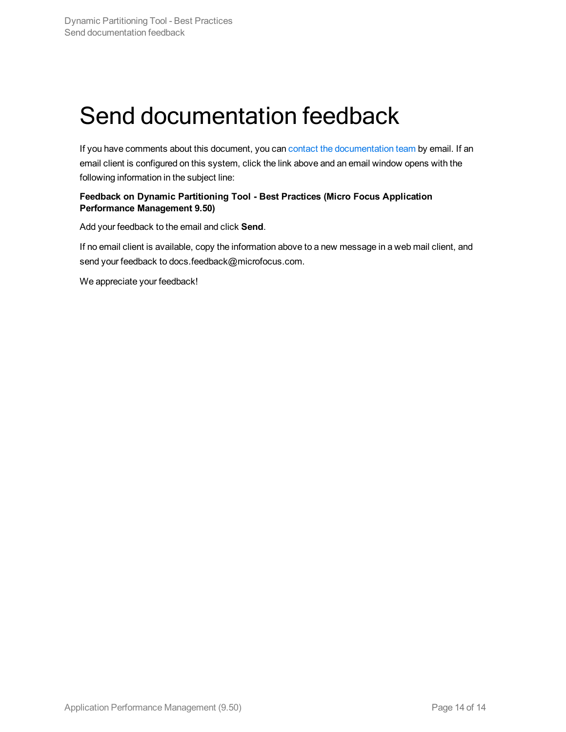# Send documentation feedback

If you have comments about this document, you can contact the documentation team by email. If an email client is configured on this system, click the link above and an email window opens with the following information in the subject line:

**Feedback on Dynamic Partitioning Tool - Best Practices (Micro Focus Application Performance Management 9.50)**

Add your feedback to the email and click **Send**.

If no email client is available, copy the information above to a new message in a web mail client, and send your feedback to docs.feedback@microfocus.com.

We appreciate your feedback!